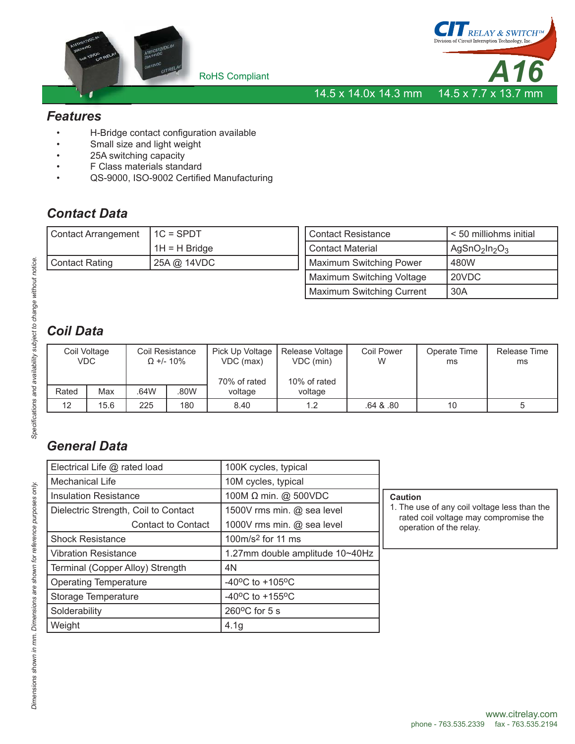CIT RELAY & SWITCH™
Division of Circuit Interruption Technology, Inc.

RoHS Compliant

# A16

14.5 x 14.0x 14.3 mm    14.5 x 7.7 x 13.7 mm

## Features

- H-Bridge contact configuration available
- Small size and light weight
- 25A switching capacity
- F Class materials standard
- QS-9000, ISO-9002 Certified Manufacturing

## Contact Data

| Contact Arrangement | 1C = SPDT<br>1H = H Bridge |
|---|---|
| Contact Rating | 25A @ 14VDC |

| Contact Resistance | < 50 milliohms initial |
|---|---|
| Contact Material | $AgSnO_2In_2O_3$ |
| Maximum Switching Power | 480W |
| Maximum Switching Voltage | 20VDC |
| Maximum Switching Current | 30A |

## Coil Data

| Coil Voltage VDC | | Coil Resistance Ω +/- 10% | | Pick Up Voltage VDC (max) | Release Voltage VDC (min) | Coil Power W | Operate Time ms | Release Time ms |
|---|---|---|---|---|---|---|---|---|
| Rated | Max | .64W | .80W | 70% of rated voltage | 10% of rated voltage | | | |
| 12 | 15.6 | 225 | 180 | 8.40 | 1.2 | .64 & .80 | 10 | 5 |

## General Data

| Electrical Life @ rated load | 100K cycles, typical |
|---|---|
| Mechanical Life | 10M cycles, typical |
| Insulation Resistance | 100M Ω min. @ 500VDC |
| Dielectric Strength, Coil to Contact | 1500V rms min. @ sea level |
| Contact to Contact | 1000V rms min. @ sea level |
| Shock Resistance | 100m/s² for 11 ms |
| Vibration Resistance | 1.27mm double amplitude 10~40Hz |
| Terminal (Copper Alloy) Strength | 4N |
| Operating Temperature | -40°C to +105°C |
| Storage Temperature | -40°C to +155°C |
| Solderability | 260°C for 5 s |
| Weight | 4.1g |

**Caution**

1. The use of any coil voltage less than the rated coil voltage may compromise the operation of the relay.

*Specifications and availability subject to change without notice.*

*Dimensions shown in mm. Dimensions are shown for reference purposes only.*

www.citrelay.com
phone - 763.535.2339    fax - 763.535.2194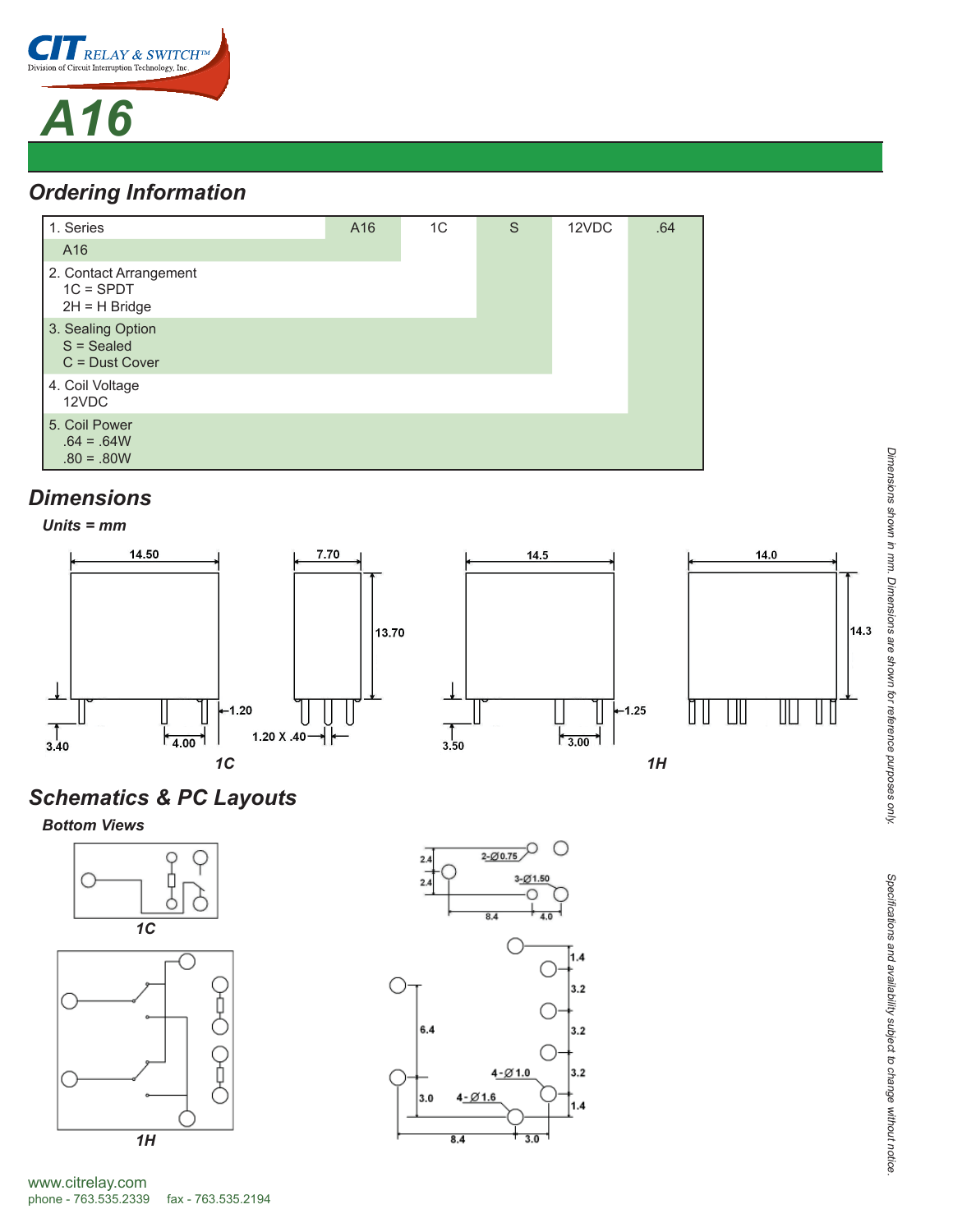# A16

## Ordering Information

| | | | | | |
|---|---|---|---|---|---|
| 1. Series | A16 | 1C | S | 12VDC | .64 |
| A16 | | | | | |
| 2. Contact Arrangement<br>1C = SPDT<br>2H = H Bridge | | | | | |
| 3. Sealing Option<br>S = Sealed<br>C = Dust Cover | | | | | |
| 4. Coil Voltage<br>12VDC | | | | | |
| 5. Coil Power<br>.64 = .64W<br>.80 = .80W | | | | | |

## Dimensions

**Units = mm**

14.50
7.70
13.70
1.20
3.40
4.00
1.20 X .40
1C

14.5
14.0
14.3
1.25
3.50
3.00
1H

## Schematics & PC Layouts

**Bottom Views**

1C

2.4
2.4
2-Ø0.75
3-Ø1.50
8.4
4.0

1H

1.4
3.2
3.2
3.2
1.4
6.4
3.0
4-Ø1.0
4-Ø1.6
8.4
3.0

*Dimensions shown in mm. Dimensions are shown for reference purposes only.*

*Specifications and availability subject to change without notice.*

www.citrelay.com
phone - 763.535.2339 fax - 763.535.2194